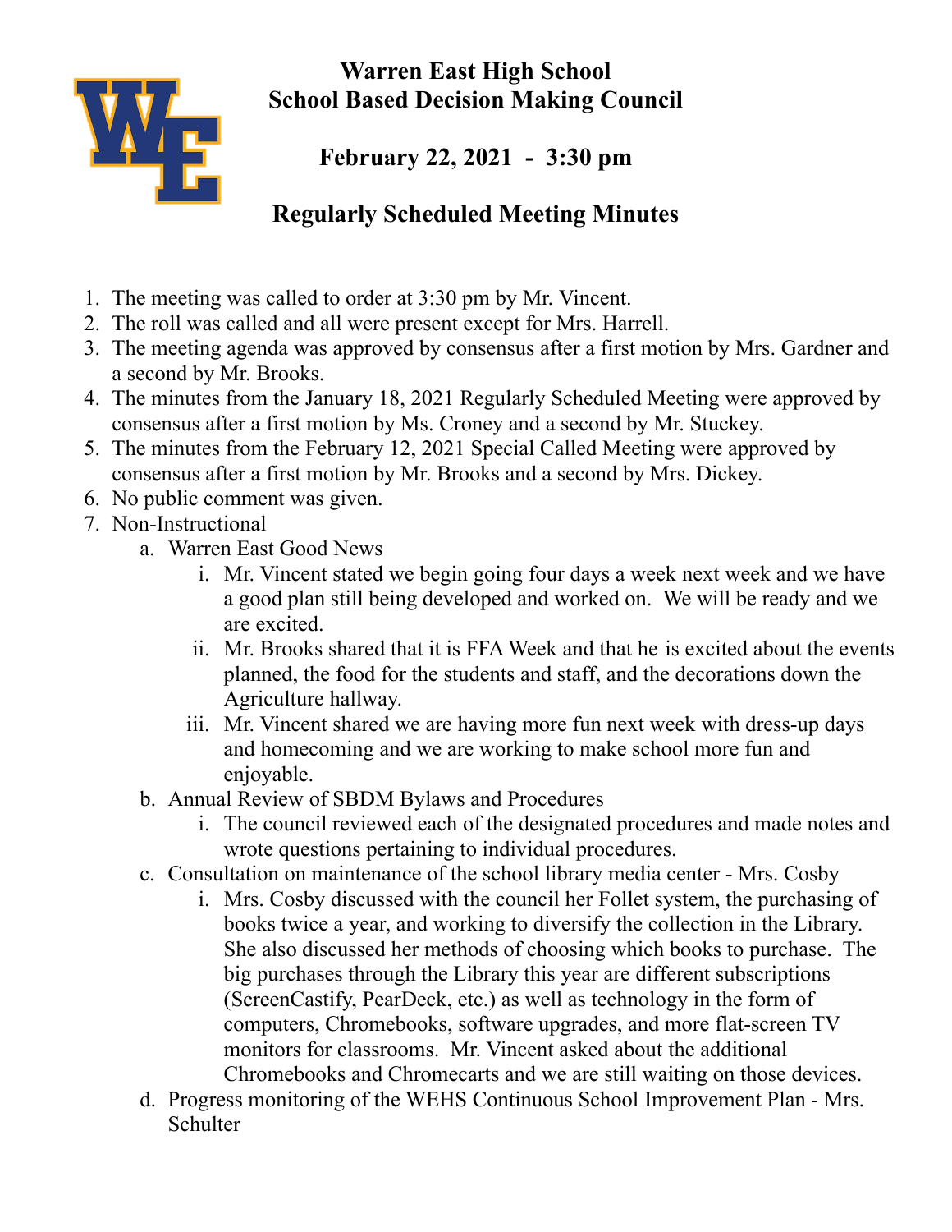# Warren East High School
## School Based Decision Making Council

### February 22, 2021 - 3:30 pm

### Regularly Scheduled Meeting Minutes

1. The meeting was called to order at 3:30 pm by Mr. Vincent.
2. The roll was called and all were present except for Mrs. Harrell.
3. The meeting agenda was approved by consensus after a first motion by Mrs. Gardner and a second by Mr. Brooks.
4. The minutes from the January 18, 2021 Regularly Scheduled Meeting were approved by consensus after a first motion by Ms. Croney and a second by Mr. Stuckey.
5. The minutes from the February 12, 2021 Special Called Meeting were approved by consensus after a first motion by Mr. Brooks and a second by Mrs. Dickey.
6. No public comment was given.
7. Non-Instructional
   a. Warren East Good News
      i. Mr. Vincent stated we begin going four days a week next week and we have a good plan still being developed and worked on. We will be ready and we are excited.
      ii. Mr. Brooks shared that it is FFA Week and that he is excited about the events planned, the food for the students and staff, and the decorations down the Agriculture hallway.
      iii. Mr. Vincent shared we are having more fun next week with dress-up days and homecoming and we are working to make school more fun and enjoyable.
   b. Annual Review of SBDM Bylaws and Procedures
      i. The council reviewed each of the designated procedures and made notes and wrote questions pertaining to individual procedures.
   c. Consultation on maintenance of the school library media center - Mrs. Cosby
      i. Mrs. Cosby discussed with the council her Follet system, the purchasing of books twice a year, and working to diversify the collection in the Library. She also discussed her methods of choosing which books to purchase. The big purchases through the Library this year are different subscriptions (ScreenCastify, PearDeck, etc.) as well as technology in the form of computers, Chromebooks, software upgrades, and more flat-screen TV monitors for classrooms. Mr. Vincent asked about the additional Chromebooks and Chromecarts and we are still waiting on those devices.
   d. Progress monitoring of the WEHS Continuous School Improvement Plan - Mrs. Schulter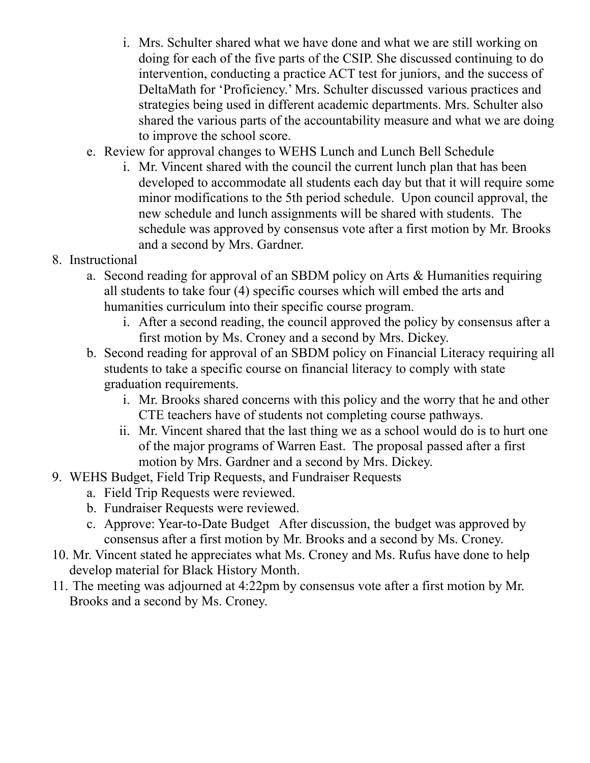i. Mrs. Schulter shared what we have done and what we are still working on doing for each of the five parts of the CSIP. She discussed continuing to do intervention, conducting a practice ACT test for juniors, and the success of DeltaMath for 'Proficiency.' Mrs. Schulter discussed various practices and strategies being used in different academic departments. Mrs. Schulter also shared the various parts of the accountability measure and what we are doing to improve the school score.

    e. Review for approval changes to WEHS Lunch and Lunch Bell Schedule
        i. Mr. Vincent shared with the council the current lunch plan that has been developed to accommodate all students each day but that it will require some minor modifications to the 5th period schedule. Upon council approval, the new schedule and lunch assignments will be shared with students. The schedule was approved by consensus vote after a first motion by Mr. Brooks and a second by Mrs. Gardner.

8. Instructional
    a. Second reading for approval of an SBDM policy on Arts & Humanities requiring all students to take four (4) specific courses which will embed the arts and humanities curriculum into their specific course program.
        i. After a second reading, the council approved the policy by consensus after a first motion by Ms. Croney and a second by Mrs. Dickey.
    b. Second reading for approval of an SBDM policy on Financial Literacy requiring all students to take a specific course on financial literacy to comply with state graduation requirements.
        i. Mr. Brooks shared concerns with this policy and the worry that he and other CTE teachers have of students not completing course pathways.
        ii. Mr. Vincent shared that the last thing we as a school would do is to hurt one of the major programs of Warren East. The proposal passed after a first motion by Mrs. Gardner and a second by Mrs. Dickey.

9. WEHS Budget, Field Trip Requests, and Fundraiser Requests
    a. Field Trip Requests were reviewed.
    b. Fundraiser Requests were reviewed.
    c. Approve: Year-to-Date Budget After discussion, the budget was approved by consensus after a first motion by Mr. Brooks and a second by Ms. Croney.

10. Mr. Vincent stated he appreciates what Ms. Croney and Ms. Rufus have done to help develop material for Black History Month.

11. The meeting was adjourned at 4:22pm by consensus vote after a first motion by Mr. Brooks and a second by Ms. Croney.